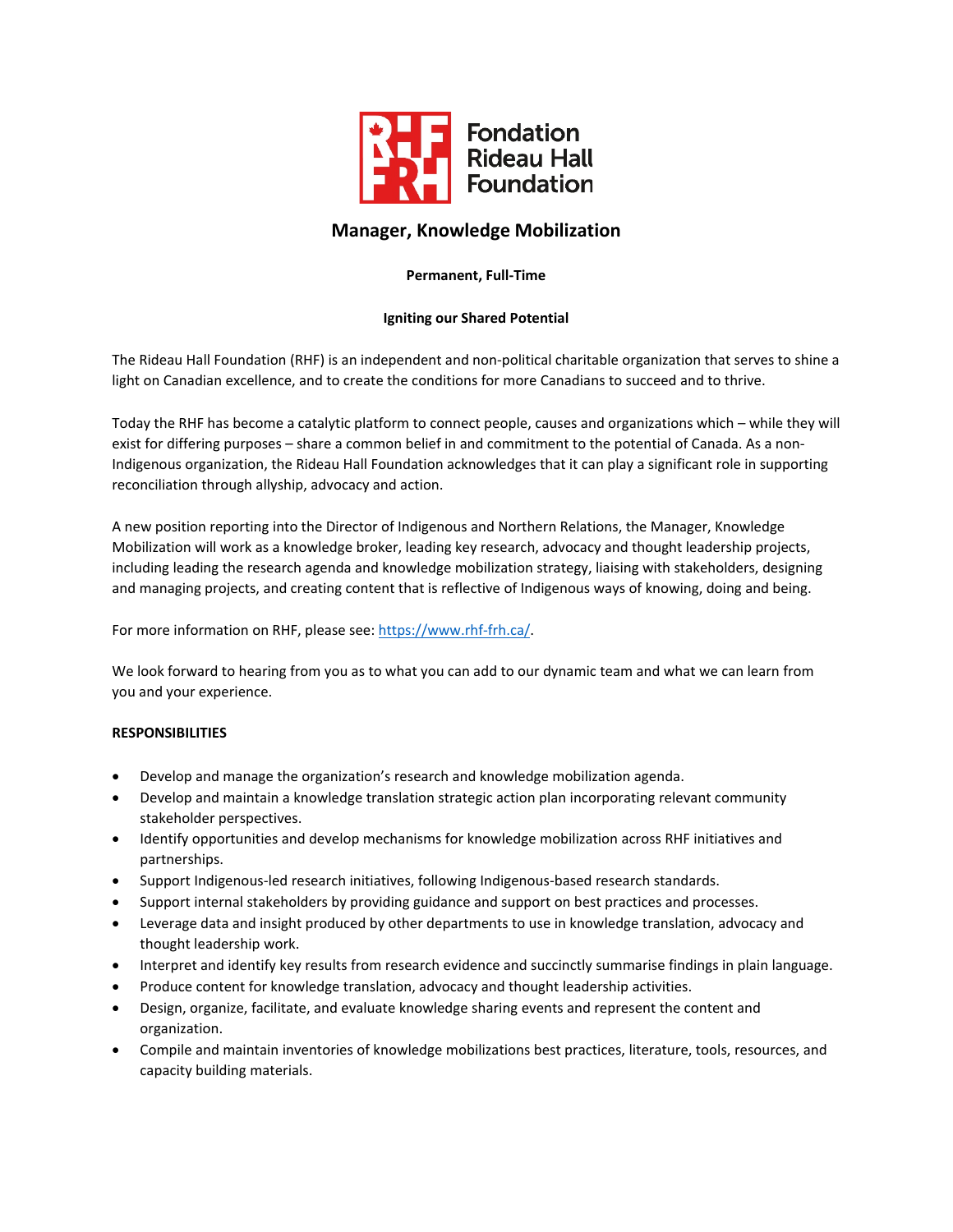Fondation Rideau Hall Foundation

# Manager, Knowledge Mobilization

**Permanent, Full-Time**

**Igniting our Shared Potential**

The Rideau Hall Foundation (RHF) is an independent and non-political charitable organization that serves to shine a light on Canadian excellence, and to create the conditions for more Canadians to succeed and to thrive.

Today the RHF has become a catalytic platform to connect people, causes and organizations which – while they will exist for differing purposes – share a common belief in and commitment to the potential of Canada. As a non-Indigenous organization, the Rideau Hall Foundation acknowledges that it can play a significant role in supporting reconciliation through allyship, advocacy and action.

A new position reporting into the Director of Indigenous and Northern Relations, the Manager, Knowledge Mobilization will work as a knowledge broker, leading key research, advocacy and thought leadership projects, including leading the research agenda and knowledge mobilization strategy, liaising with stakeholders, designing and managing projects, and creating content that is reflective of Indigenous ways of knowing, doing and being.

For more information on RHF, please see: https://www.rhf-frh.ca/.

We look forward to hearing from you as to what you can add to our dynamic team and what we can learn from you and your experience.

**RESPONSIBILITIES**

- Develop and manage the organization's research and knowledge mobilization agenda.
- Develop and maintain a knowledge translation strategic action plan incorporating relevant community stakeholder perspectives.
- Identify opportunities and develop mechanisms for knowledge mobilization across RHF initiatives and partnerships.
- Support Indigenous-led research initiatives, following Indigenous-based research standards.
- Support internal stakeholders by providing guidance and support on best practices and processes.
- Leverage data and insight produced by other departments to use in knowledge translation, advocacy and thought leadership work.
- Interpret and identify key results from research evidence and succinctly summarise findings in plain language.
- Produce content for knowledge translation, advocacy and thought leadership activities.
- Design, organize, facilitate, and evaluate knowledge sharing events and represent the content and organization.
- Compile and maintain inventories of knowledge mobilizations best practices, literature, tools, resources, and capacity building materials.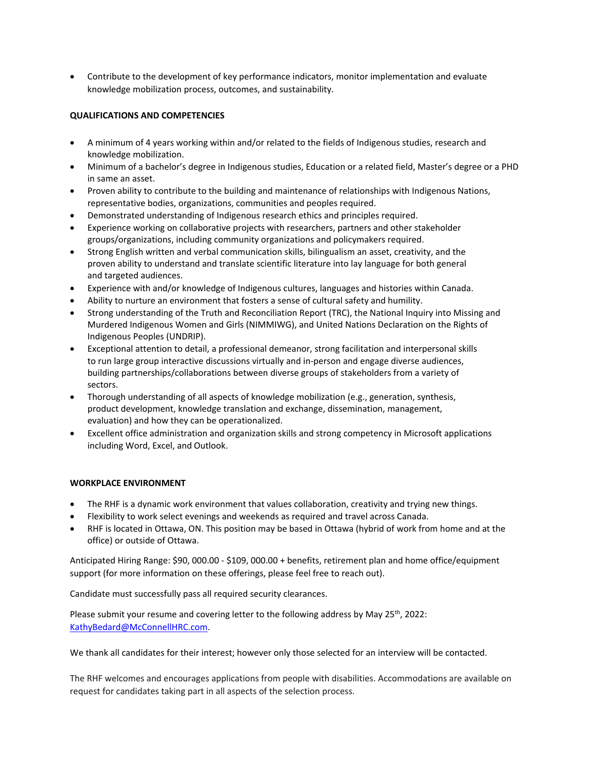- Contribute to the development of key performance indicators, monitor implementation and evaluate knowledge mobilization process, outcomes, and sustainability.

**QUALIFICATIONS AND COMPETENCIES**

- A minimum of 4 years working within and/or related to the fields of Indigenous studies, research and knowledge mobilization.
- Minimum of a bachelor's degree in Indigenous studies, Education or a related field, Master's degree or a PHD in same an asset.
- Proven ability to contribute to the building and maintenance of relationships with Indigenous Nations, representative bodies, organizations, communities and peoples required.
- Demonstrated understanding of Indigenous research ethics and principles required.
- Experience working on collaborative projects with researchers, partners and other stakeholder groups/organizations, including community organizations and policymakers required.
- Strong English written and verbal communication skills, bilingualism an asset, creativity, and the proven ability to understand and translate scientific literature into lay language for both general and targeted audiences.
- Experience with and/or knowledge of Indigenous cultures, languages and histories within Canada.
- Ability to nurture an environment that fosters a sense of cultural safety and humility.
- Strong understanding of the Truth and Reconciliation Report (TRC), the National Inquiry into Missing and Murdered Indigenous Women and Girls (NIMMIWG), and United Nations Declaration on the Rights of Indigenous Peoples (UNDRIP).
- Exceptional attention to detail, a professional demeanor, strong facilitation and interpersonal skills to run large group interactive discussions virtually and in-person and engage diverse audiences, building partnerships/collaborations between diverse groups of stakeholders from a variety of sectors.
- Thorough understanding of all aspects of knowledge mobilization (e.g., generation, synthesis, product development, knowledge translation and exchange, dissemination, management, evaluation) and how they can be operationalized.
- Excellent office administration and organization skills and strong competency in Microsoft applications including Word, Excel, and Outlook.

**WORKPLACE ENVIRONMENT**

- The RHF is a dynamic work environment that values collaboration, creativity and trying new things.
- Flexibility to work select evenings and weekends as required and travel across Canada.
- RHF is located in Ottawa, ON. This position may be based in Ottawa (hybrid of work from home and at the office) or outside of Ottawa.

Anticipated Hiring Range: $90, 000.00 - $109, 000.00 + benefits, retirement plan and home office/equipment support (for more information on these offerings, please feel free to reach out).

Candidate must successfully pass all required security clearances.

Please submit your resume and covering letter to the following address by May 25th, 2022: KathyBedard@McConnellHRC.com.

We thank all candidates for their interest; however only those selected for an interview will be contacted.

The RHF welcomes and encourages applications from people with disabilities. Accommodations are available on request for candidates taking part in all aspects of the selection process.